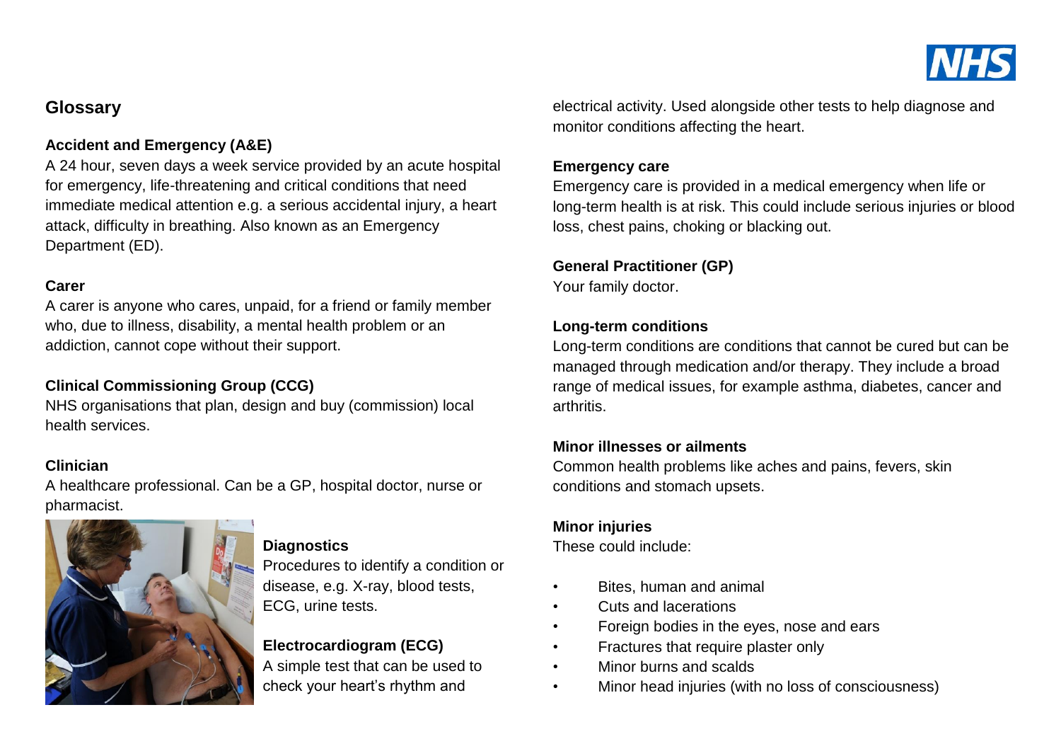## Glossary

**Accident and Emergency (A&E)**

A 24 hour, seven days a week service provided by an acute hospital for emergency, life-threatening and critical conditions that need immediate medical attention e.g. a serious accidental injury, a heart attack, difficulty in breathing. Also known as an Emergency Department (ED).

**Carer**

A carer is anyone who cares, unpaid, for a friend or family member who, due to illness, disability, a mental health problem or an addiction, cannot cope without their support.

**Clinical Commissioning Group (CCG)**

NHS organisations that plan, design and buy (commission) local health services.

**Clinician**

A healthcare professional. Can be a GP, hospital doctor, nurse or pharmacist.

**Diagnostics**

Procedures to identify a condition or disease, e.g. X-ray, blood tests, ECG, urine tests.

**Electrocardiogram (ECG)**

A simple test that can be used to check your heart's rhythm and electrical activity. Used alongside other tests to help diagnose and monitor conditions affecting the heart.

**Emergency care**

Emergency care is provided in a medical emergency when life or long-term health is at risk. This could include serious injuries or blood loss, chest pains, choking or blacking out.

**General Practitioner (GP)**

Your family doctor.

**Long-term conditions**

Long-term conditions are conditions that cannot be cured but can be managed through medication and/or therapy. They include a broad range of medical issues, for example asthma, diabetes, cancer and arthritis.

**Minor illnesses or ailments**

Common health problems like aches and pains, fevers, skin conditions and stomach upsets.

**Minor injuries**

These could include:

- Bites, human and animal
- Cuts and lacerations
- Foreign bodies in the eyes, nose and ears
- Fractures that require plaster only
- Minor burns and scalds
- Minor head injuries (with no loss of consciousness)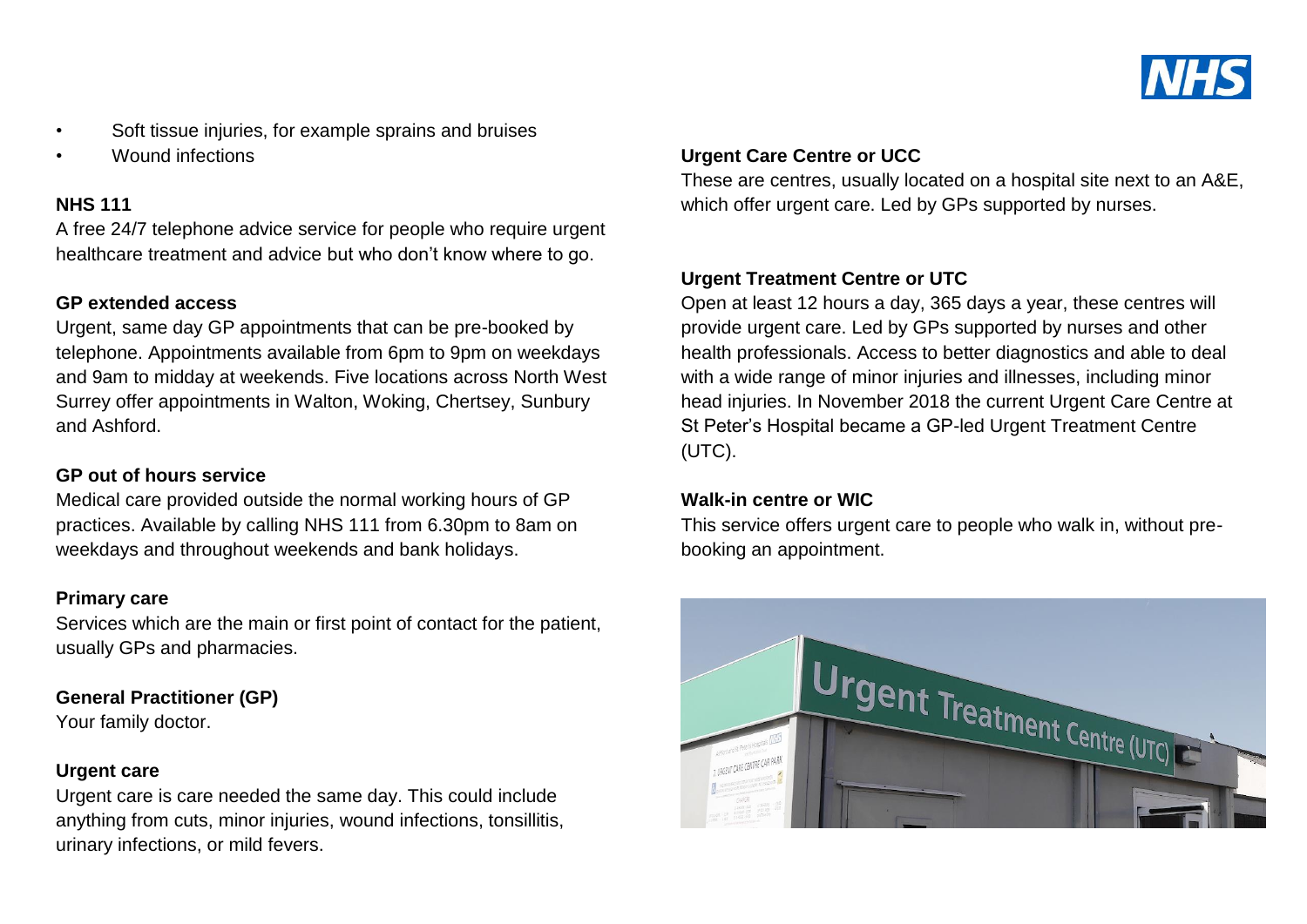- Soft tissue injuries, for example sprains and bruises
- Wound infections

**NHS 111**

A free 24/7 telephone advice service for people who require urgent healthcare treatment and advice but who don't know where to go.

**GP extended access**

Urgent, same day GP appointments that can be pre-booked by telephone. Appointments available from 6pm to 9pm on weekdays and 9am to midday at weekends. Five locations across North West Surrey offer appointments in Walton, Woking, Chertsey, Sunbury and Ashford.

**GP out of hours service**

Medical care provided outside the normal working hours of GP practices. Available by calling NHS 111 from 6.30pm to 8am on weekdays and throughout weekends and bank holidays.

**Primary care**

Services which are the main or first point of contact for the patient, usually GPs and pharmacies.

**General Practitioner (GP)**

Your family doctor.

**Urgent care**

Urgent care is care needed the same day. This could include anything from cuts, minor injuries, wound infections, tonsillitis, urinary infections, or mild fevers.

**Urgent Care Centre or UCC**

These are centres, usually located on a hospital site next to an A&E, which offer urgent care. Led by GPs supported by nurses.

**Urgent Treatment Centre or UTC**

Open at least 12 hours a day, 365 days a year, these centres will provide urgent care. Led by GPs supported by nurses and other health professionals. Access to better diagnostics and able to deal with a wide range of minor injuries and illnesses, including minor head injuries. In November 2018 the current Urgent Care Centre at St Peter's Hospital became a GP-led Urgent Treatment Centre (UTC).

**Walk-in centre or WIC**

This service offers urgent care to people who walk in, without pre-booking an appointment.